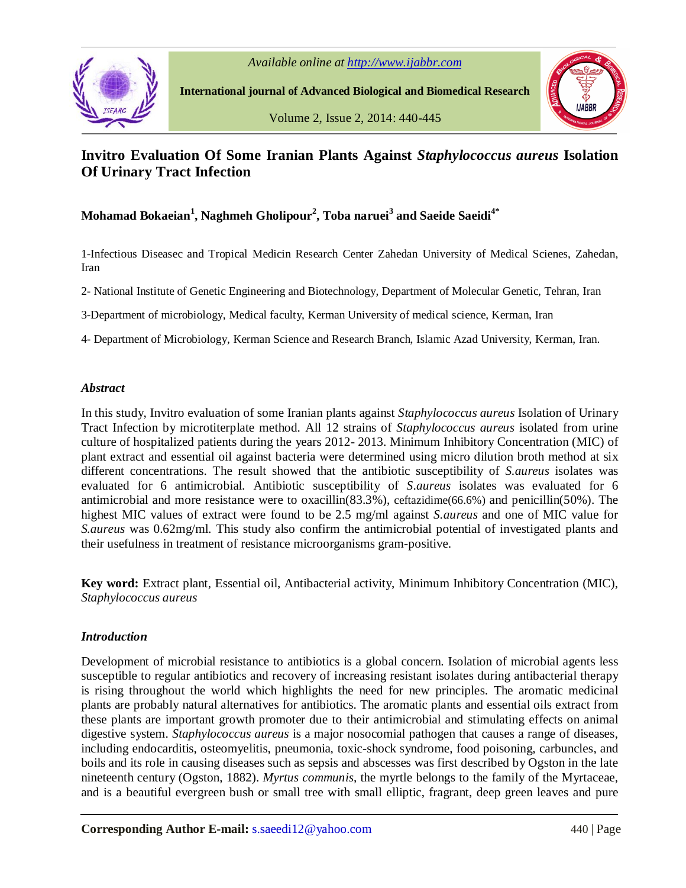# Invitro Evaluation Of Some Iranian Plants Against *Staphylococcus aureus* Isolation Of Urinary Tract Infection

**Mohamad Bokaeian[1], Naghmeh Gholipour[2], Toba naruei[3] and Saeide Saeidi[4*]**

1-Infectious Diseasec and Tropical Medicin Research Center Zahedan University of Medical Scienes, Zahedan, Iran

2- National Institute of Genetic Engineering and Biotechnology, Department of Molecular Genetic, Tehran, Iran

3-Department of microbiology, Medical faculty, Kerman University of medical science, Kerman, Iran

4- Department of Microbiology, Kerman Science and Research Branch, Islamic Azad University, Kerman, Iran.

## *Abstract*

In this study, Invitro evaluation of some Iranian plants against *Staphylococcus aureus* Isolation of Urinary Tract Infection by microtiterplate method. All 12 strains of *Staphylococcus aureus* isolated from urine culture of hospitalized patients during the years 2012- 2013. Minimum Inhibitory Concentration (MIC) of plant extract and essential oil against bacteria were determined using micro dilution broth method at six different concentrations. The result showed that the antibiotic susceptibility of *S.aureus* isolates was evaluated for 6 antimicrobial. Antibiotic susceptibility of *S.aureus* isolates was evaluated for 6 antimicrobial and more resistance were to oxacillin(83.3%), ceftazidime(66.6%) and penicillin(50%). The highest MIC values of extract were found to be 2.5 mg/ml against *S.aureus* and one of MIC value for *S.aureus* was 0.62mg/ml. This study also confirm the antimicrobial potential of investigated plants and their usefulness in treatment of resistance microorganisms gram-positive.

**Key word:** Extract plant, Essential oil, Antibacterial activity, Minimum Inhibitory Concentration (MIC), *Staphylococcus aureus*

## *Introduction*

Development of microbial resistance to antibiotics is a global concern. Isolation of microbial agents less susceptible to regular antibiotics and recovery of increasing resistant isolates during antibacterial therapy is rising throughout the world which highlights the need for new principles. The aromatic medicinal plants are probably natural alternatives for antibiotics. The aromatic plants and essential oils extract from these plants are important growth promoter due to their antimicrobial and stimulating effects on animal digestive system. *Staphylococcus aureus* is a major nosocomial pathogen that causes a range of diseases, including endocarditis, osteomyelitis, pneumonia, toxic-shock syndrome, food poisoning, carbuncles, and boils and its role in causing diseases such as sepsis and abscesses was first described by Ogston in the late nineteenth century (Ogston, 1882). *Myrtus communis*, the myrtle belongs to the family of the Myrtaceae, and is a beautiful evergreen bush or small tree with small elliptic, fragrant, deep green leaves and pure

**Corresponding Author E-mail:** s.saeedi12@yahoo.com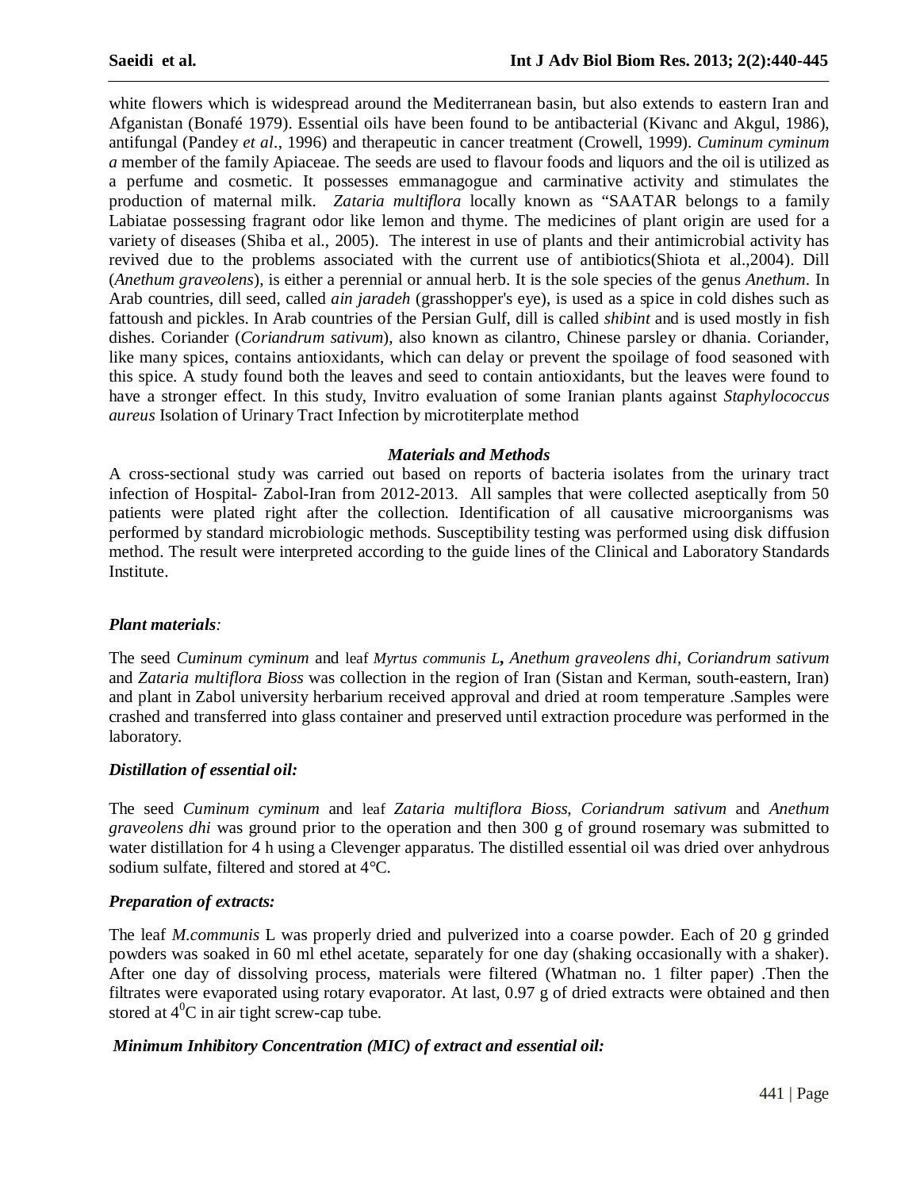white flowers which is widespread around the Mediterranean basin, but also extends to eastern Iran and Afganistan (Bonafé 1979). Essential oils have been found to be antibacterial (Kivanc and Akgul, 1986), antifungal (Pandey *et al*., 1996) and therapeutic in cancer treatment (Crowell, 1999). *Cuminum cyminum a* member of the family Apiaceae. The seeds are used to flavour foods and liquors and the oil is utilized as a perfume and cosmetic. It possesses emmanagogue and carminative activity and stimulates the production of maternal milk. *Zataria multiflora* locally known as "SAATAR belongs to a family Labiatae possessing fragrant odor like lemon and thyme. The medicines of plant origin are used for a variety of diseases (Shiba et al., 2005). The interest in use of plants and their antimicrobial activity has revived due to the problems associated with the current use of antibiotics(Shiota et al.,2004). Dill (*Anethum graveolens*), is either a perennial or annual herb. It is the sole species of the genus *Anethum*. In Arab countries, dill seed, called *ain jaradeh* (grasshopper's eye), is used as a spice in cold dishes such as fattoush and pickles. In Arab countries of the Persian Gulf, dill is called *shibint* and is used mostly in fish dishes. Coriander (*Coriandrum sativum*), also known as cilantro, Chinese parsley or dhania. Coriander, like many spices, contains antioxidants, which can delay or prevent the spoilage of food seasoned with this spice. A study found both the leaves and seed to contain antioxidants, but the leaves were found to have a stronger effect. In this study, Invitro evaluation of some Iranian plants against *Staphylococcus aureus* Isolation of Urinary Tract Infection by microtiterplate method

## *Materials and Methods*

A cross-sectional study was carried out based on reports of bacteria isolates from the urinary tract infection of Hospital- Zabol-Iran from 2012-2013. All samples that were collected aseptically from 50 patients were plated right after the collection. Identification of all causative microorganisms was performed by standard microbiologic methods. Susceptibility testing was performed using disk diffusion method. The result were interpreted according to the guide lines of the Clinical and Laboratory Standards Institute.

### *Plant materials:*

The seed *Cuminum cyminum* and leaf *Myrtus communis L****,*** *Anethum graveolens dhi*, *Coriandrum sativum* and *Zataria multiflora Bioss* was collection in the region of Iran (Sistan and Kerman, south-eastern, Iran) and plant in Zabol university herbarium received approval and dried at room temperature .Samples were crashed and transferred into glass container and preserved until extraction procedure was performed in the laboratory.

### *Distillation of essential oil:*

The seed *Cuminum cyminum* and leaf *Zataria multiflora Bioss*, *Coriandrum sativum* and *Anethum graveolens dhi* was ground prior to the operation and then 300 g of ground rosemary was submitted to water distillation for 4 h using a Clevenger apparatus. The distilled essential oil was dried over anhydrous sodium sulfate, filtered and stored at 4°C.

### *Preparation of extracts:*

The leaf *M.communis* L was properly dried and pulverized into a coarse powder. Each of 20 g grinded powders was soaked in 60 ml ethel acetate, separately for one day (shaking occasionally with a shaker). After one day of dissolving process, materials were filtered (Whatman no. 1 filter paper) .Then the filtrates were evaporated using rotary evaporator. At last, 0.97 g of dried extracts were obtained and then stored at $4^0$C in air tight screw-cap tube.

### *Minimum Inhibitory Concentration (MIC) of extract and essential oil:*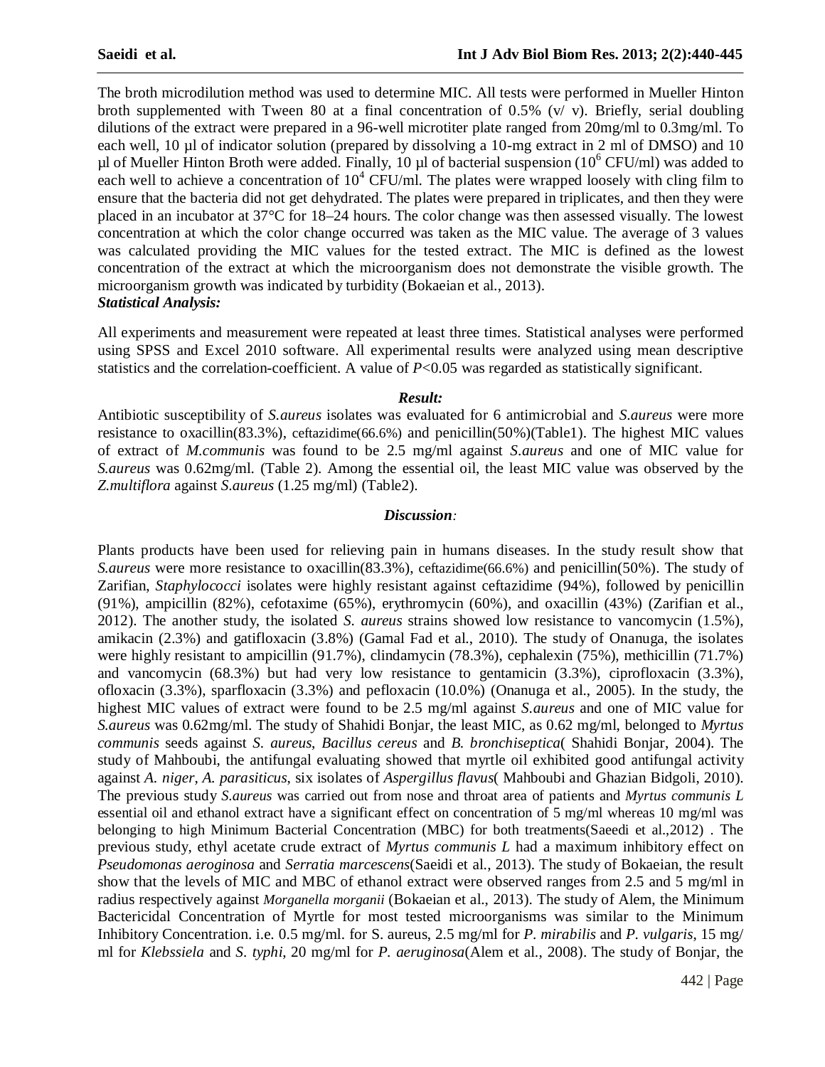The broth microdilution method was used to determine MIC. All tests were performed in Mueller Hinton broth supplemented with Tween 80 at a final concentration of 0.5% (v/ v). Briefly, serial doubling dilutions of the extract were prepared in a 96-well microtiter plate ranged from 20mg/ml to 0.3mg/ml. To each well, 10 µl of indicator solution (prepared by dissolving a 10-mg extract in 2 ml of DMSO) and 10 µl of Mueller Hinton Broth were added. Finally, 10 µl of bacterial suspension ($10^6$ CFU/ml) was added to each well to achieve a concentration of $10^4$ CFU/ml. The plates were wrapped loosely with cling film to ensure that the bacteria did not get dehydrated. The plates were prepared in triplicates, and then they were placed in an incubator at 37°C for 18–24 hours. The color change was then assessed visually. The lowest concentration at which the color change occurred was taken as the MIC value. The average of 3 values was calculated providing the MIC values for the tested extract. The MIC is defined as the lowest concentration of the extract at which the microorganism does not demonstrate the visible growth. The microorganism growth was indicated by turbidity (Bokaeian et al., 2013).

***Statistical Analysis:***

All experiments and measurement were repeated at least three times. Statistical analyses were performed using SPSS and Excel 2010 software. All experimental results were analyzed using mean descriptive statistics and the correlation-coefficient. A value of $P<0.05$ was regarded as statistically significant.

## *Result:*

Antibiotic susceptibility of *S.aureus* isolates was evaluated for 6 antimicrobial and *S.aureus* were more resistance to oxacillin(83.3%), ceftazidime(66.6%) and penicillin(50%)(Table1). The highest MIC values of extract of *M.communis* was found to be 2.5 mg/ml against *S.aureus* and one of MIC value for *S.aureus* was 0.62mg/ml. (Table 2). Among the essential oil, the least MIC value was observed by the *Z.multiflora* against *S.aureus* (1.25 mg/ml) (Table2).

## *Discussion:*

Plants products have been used for relieving pain in humans diseases. In the study result show that *S.aureus* were more resistance to oxacillin(83.3%), ceftazidime(66.6%) and penicillin(50%). The study of Zarifian, *Staphylococci* isolates were highly resistant against ceftazidime (94%), followed by penicillin (91%), ampicillin (82%), cefotaxime (65%), erythromycin (60%), and oxacillin (43%) (Zarifian et al., 2012). The another study, the isolated *S. aureus* strains showed low resistance to vancomycin (1.5%), amikacin (2.3%) and gatifloxacin (3.8%) (Gamal Fad et al., 2010). The study of Onanuga, the isolates were highly resistant to ampicillin (91.7%), clindamycin (78.3%), cephalexin (75%), methicillin (71.7%) and vancomycin (68.3%) but had very low resistance to gentamicin (3.3%), ciprofloxacin (3.3%), ofloxacin (3.3%), sparfloxacin (3.3%) and pefloxacin (10.0%) (Onanuga et al., 2005). In the study, the highest MIC values of extract were found to be 2.5 mg/ml against *S.aureus* and one of MIC value for *S.aureus* was 0.62mg/ml. The study of Shahidi Bonjar, the least MIC, as 0.62 mg/ml, belonged to *Myrtus communis* seeds against *S. aureus*, *Bacillus cereus* and *B. bronchiseptica*( Shahidi Bonjar, 2004). The study of Mahboubi, the antifungal evaluating showed that myrtle oil exhibited good antifungal activity against *A. niger*, *A. parasiticus*, six isolates of *Aspergillus flavus*( Mahboubi and Ghazian Bidgoli, 2010). The previous study *S.aureus* was carried out from nose and throat area of patients and *Myrtus communis L* essential oil and ethanol extract have a significant effect on concentration of 5 mg/ml whereas 10 mg/ml was belonging to high Minimum Bacterial Concentration (MBC) for both treatments(Saeedi et al.,2012) . The previous study, ethyl acetate crude extract of *Myrtus communis L* had a maximum inhibitory effect on *Pseudomonas aeroginosa* and *Serratia marcescens*(Saeidi et al., 2013). The study of Bokaeian, the result show that the levels of MIC and MBC of ethanol extract were observed ranges from 2.5 and 5 mg/ml in radius respectively against *Morganella morganii* (Bokaeian et al., 2013). The study of Alem, the Minimum Bactericidal Concentration of Myrtle for most tested microorganisms was similar to the Minimum Inhibitory Concentration. i.e. 0.5 mg/ml. for S. aureus, 2.5 mg/ml for *P. mirabilis* and *P. vulgaris*, 15 mg/ ml for *Klebssiela* and *S. typhi*, 20 mg/ml for *P. aeruginosa*(Alem et al., 2008). The study of Bonjar, the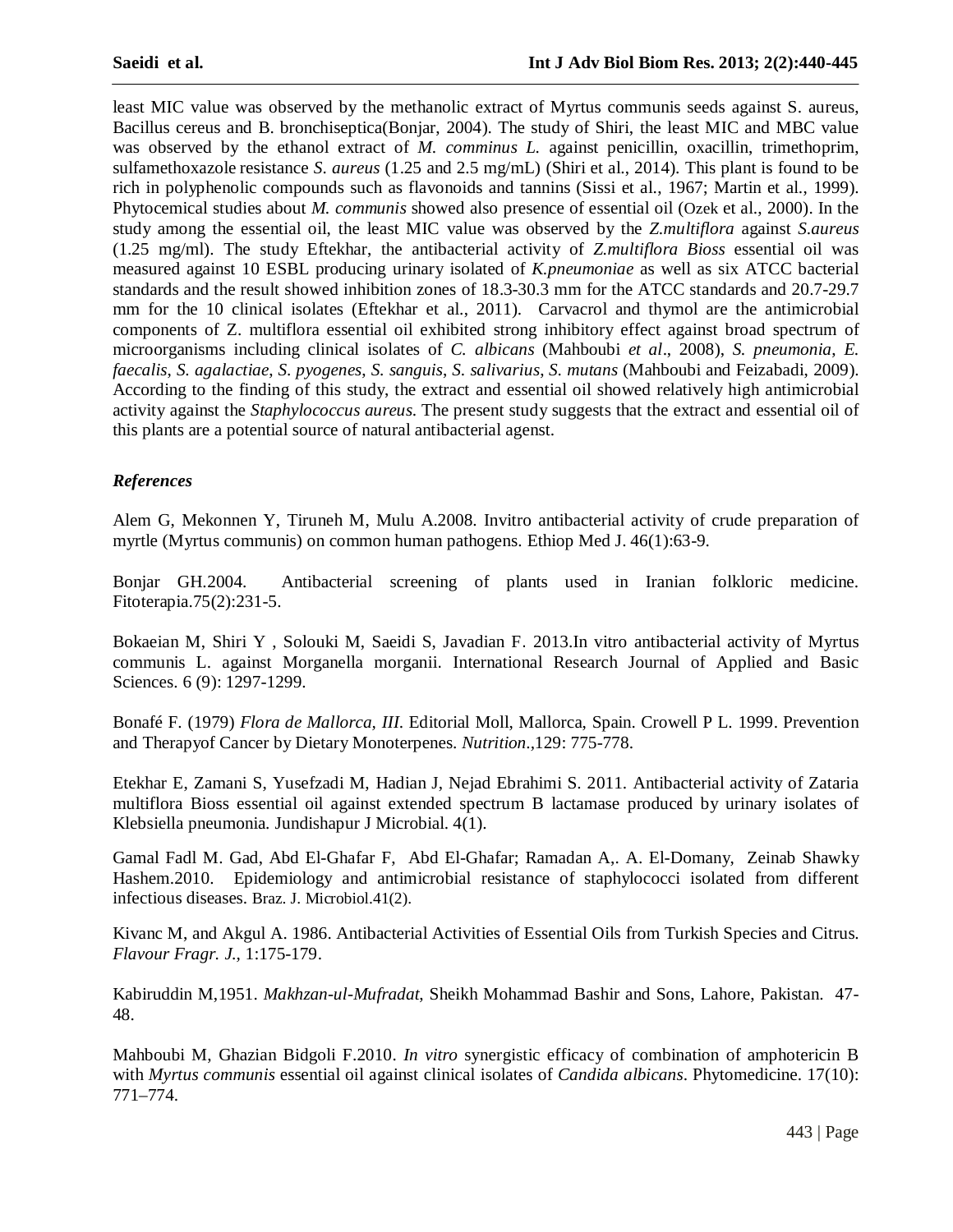least MIC value was observed by the methanolic extract of Myrtus communis seeds against S. aureus, Bacillus cereus and B. bronchiseptica(Bonjar, 2004). The study of Shiri, the least MIC and MBC value was observed by the ethanol extract of *M. comminus L.* against penicillin, oxacillin, trimethoprim, sulfamethoxazole resistance *S. aureus* (1.25 and 2.5 mg/mL) (Shiri et al., 2014). This plant is found to be rich in polyphenolic compounds such as flavonoids and tannins (Sissi et al., 1967; Martin et al., 1999). Phytocemical studies about *M. communis* showed also presence of essential oil (Ozek et al., 2000). In the study among the essential oil, the least MIC value was observed by the *Z.multiflora* against *S.aureus* (1.25 mg/ml). The study Eftekhar, the antibacterial activity of *Z.multiflora Bioss* essential oil was measured against 10 ESBL producing urinary isolated of *K.pneumoniae* as well as six ATCC bacterial standards and the result showed inhibition zones of 18.3-30.3 mm for the ATCC standards and 20.7-29.7 mm for the 10 clinical isolates (Eftekhar et al., 2011). Carvacrol and thymol are the antimicrobial components of Z. multiflora essential oil exhibited strong inhibitory effect against broad spectrum of microorganisms including clinical isolates of *C. albicans* (Mahboubi *et al*., 2008), *S. pneumonia*, *E. faecalis*, *S. agalactiae*, *S. pyogenes*, *S. sanguis*, *S. salivarius*, *S. mutans* (Mahboubi and Feizabadi, 2009). According to the finding of this study, the extract and essential oil showed relatively high antimicrobial activity against the *Staphylococcus aureus*. The present study suggests that the extract and essential oil of this plants are a potential source of natural antibacterial agenst.

### *References*

Alem G, Mekonnen Y, Tiruneh M, Mulu A.2008. Invitro antibacterial activity of crude preparation of myrtle (Myrtus communis) on common human pathogens. Ethiop Med J. 46(1):63-9.

Bonjar GH.2004. Antibacterial screening of plants used in Iranian folkloric medicine. Fitoterapia.75(2):231-5.

Bokaeian M, Shiri Y , Solouki M, Saeidi S, Javadian F. 2013.In vitro antibacterial activity of Myrtus communis L. against Morganella morganii. International Research Journal of Applied and Basic Sciences. 6 (9): 1297-1299.

Bonafé F. (1979) *Flora de Mallorca, III*. Editorial Moll, Mallorca, Spain. Crowell P L. 1999. Prevention and Therapyof Cancer by Dietary Monoterpenes. *Nutrition*.,129: 775-778.

Etekhar E, Zamani S, Yusefzadi M, Hadian J, Nejad Ebrahimi S. 2011. Antibacterial activity of Zataria multiflora Bioss essential oil against extended spectrum B lactamase produced by urinary isolates of Klebsiella pneumonia. Jundishapur J Microbial. 4(1).

Gamal Fadl M. Gad, Abd El-Ghafar F, Abd El-Ghafar; Ramadan A,. A. El-Domany, Zeinab Shawky Hashem.2010. Epidemiology and antimicrobial resistance of staphylococci isolated from different infectious diseases. Braz. J. Microbiol.41(2).

Kivanc M, and Akgul A. 1986. Antibacterial Activities of Essential Oils from Turkish Species and Citrus. *Flavour Fragr. J.,* 1:175-179.

Kabiruddin M,1951. *Makhzan-ul-Mufradat*, Sheikh Mohammad Bashir and Sons, Lahore, Pakistan. 47-48.

Mahboubi M, Ghazian Bidgoli F.2010. *In vitro* synergistic efficacy of combination of amphotericin B with *Myrtus communis* essential oil against clinical isolates of *Candida albicans*. Phytomedicine. 17(10): 771–774.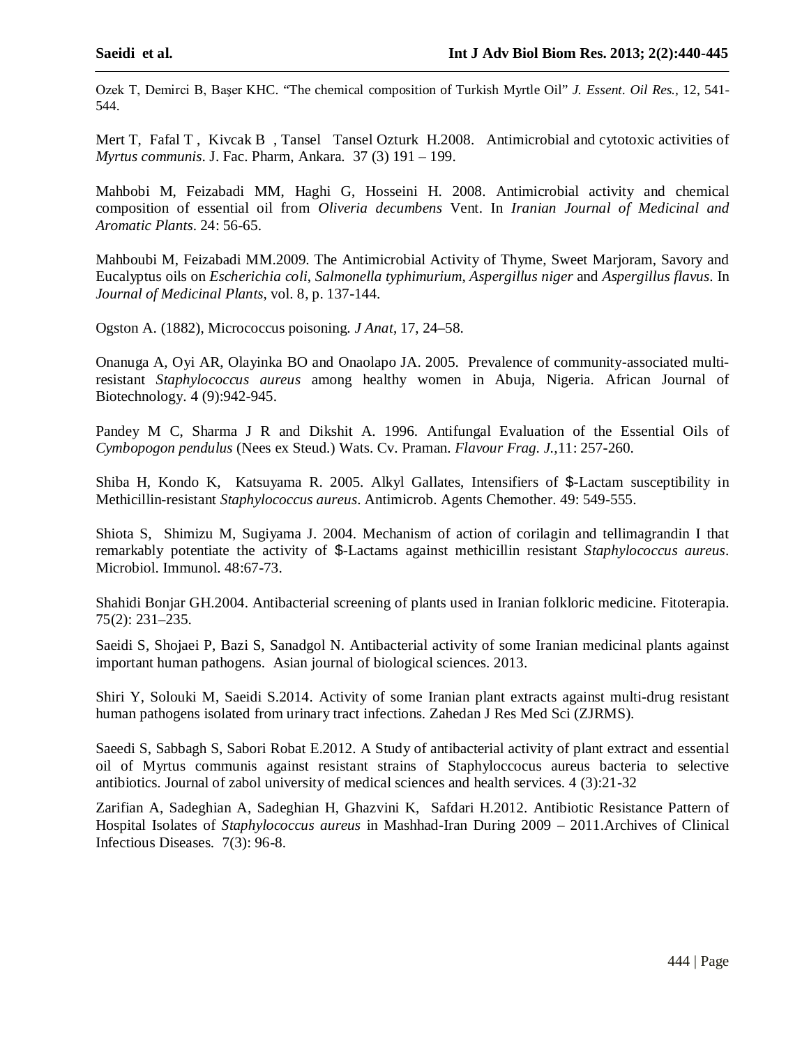Ozek T, Demirci B, Başer KHC. "The chemical composition of Turkish Myrtle Oil" *J. Essent. Oil Res.*, 12, 541-544.

Mert T, Fafal T , Kivcak B , Tansel Tansel Ozturk H.2008. Antimicrobial and cytotoxic activities of *Myrtus communis*. J. Fac. Pharm, Ankara. 37 (3) 191 – 199.

Mahbobi M, Feizabadi MM, Haghi G, Hosseini H. 2008. Antimicrobial activity and chemical composition of essential oil from *Oliveria decumbens* Vent. In *Iranian Journal of Medicinal and Aromatic Plants*. 24: 56-65.

Mahboubi M, Feizabadi MM.2009. The Antimicrobial Activity of Thyme, Sweet Marjoram, Savory and Eucalyptus oils on *Escherichia coli*, *Salmonella typhimurium, Aspergillus niger* and *Aspergillus flavus*. In *Journal of Medicinal Plants*, vol. 8, p. 137-144.

Ogston A. (1882), Micrococcus poisoning. *J Anat*, 17, 24–58.

Onanuga A, Oyi AR, Olayinka BO and Onaolapo JA. 2005. Prevalence of community-associated multi-resistant *Staphylococcus aureus* among healthy women in Abuja, Nigeria. African Journal of Biotechnology. 4 (9):942-945.

Pandey M C, Sharma J R and Dikshit A. 1996. Antifungal Evaluation of the Essential Oils of *Cymbopogon pendulus* (Nees ex Steud.) Wats. Cv. Praman. *Flavour Frag. J.*,11: 257-260.

Shiba H, Kondo K, Katsuyama R. 2005. Alkyl Gallates, Intensifiers of $-Lactam susceptibility in Methicillin-resistant *Staphylococcus aureus*. Antimicrob. Agents Chemother. 49: 549-555.

Shiota S, Shimizu M, Sugiyama J. 2004. Mechanism of action of corilagin and tellimagrandin I that remarkably potentiate the activity of $-Lactams against methicillin resistant *Staphylococcus aureus*. Microbiol. Immunol. 48:67-73.

Shahidi Bonjar GH.2004. Antibacterial screening of plants used in Iranian folkloric medicine. Fitoterapia. 75(2): 231–235.

Saeidi S, Shojaei P, Bazi S, Sanadgol N. Antibacterial activity of some Iranian medicinal plants against important human pathogens. Asian journal of biological sciences. 2013.

Shiri Y, Solouki M, Saeidi S.2014. Activity of some Iranian plant extracts against multi-drug resistant human pathogens isolated from urinary tract infections. Zahedan J Res Med Sci (ZJRMS).

Saeedi S, Sabbagh S, Sabori Robat E.2012. A Study of antibacterial activity of plant extract and essential oil of Myrtus communis against resistant strains of Staphyloccocus aureus bacteria to selective antibiotics. Journal of zabol university of medical sciences and health services. 4 (3):21-32

Zarifian A, Sadeghian A, Sadeghian H, Ghazvini K, Safdari H.2012. Antibiotic Resistance Pattern of Hospital Isolates of *Staphylococcus aureus* in Mashhad-Iran During 2009 – 2011.Archives of Clinical Infectious Diseases. 7(3): 96-8.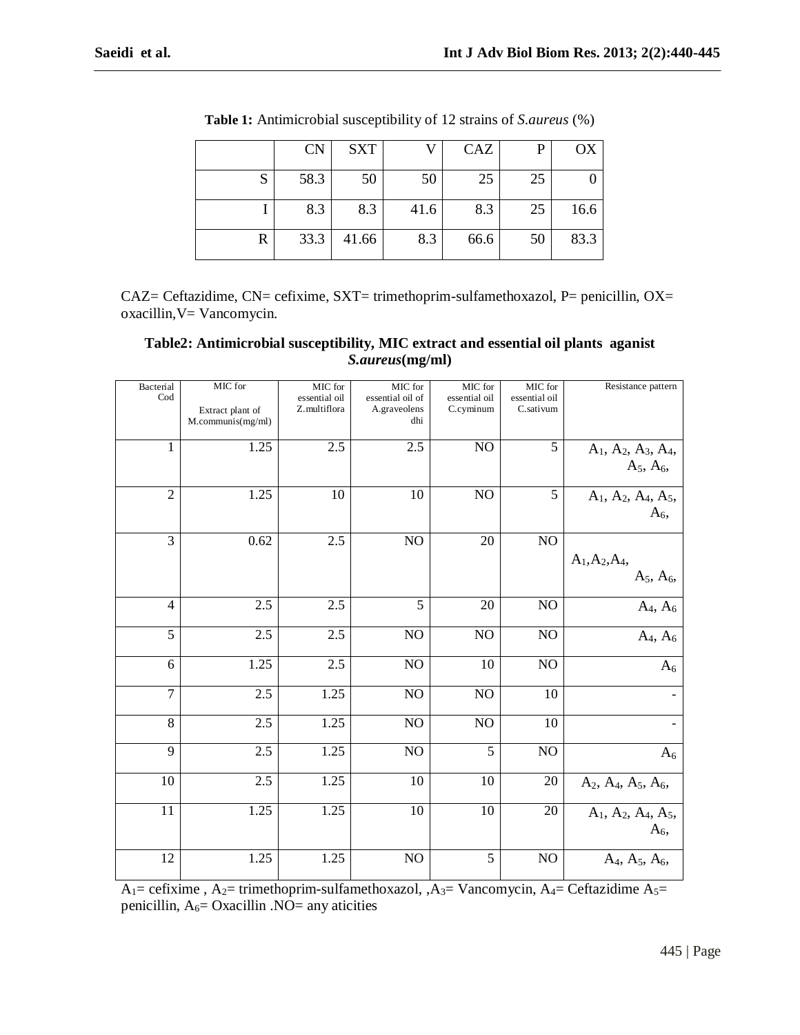**Table 1:** Antimicrobial susceptibility of 12 strains of *S.aureus* (%)

| | CN | SXT | V | CAZ | P | OX |
|---|---|---|---|---|---|---|
| S | 58.3 | 50 | 50 | 25 | 25 | 0 |
| I | 8.3 | 8.3 | 41.6 | 8.3 | 25 | 16.6 |
| R | 33.3 | 41.66 | 8.3 | 66.6 | 50 | 83.3 |

CAZ= Ceftazidime, CN= cefixime, SXT= trimethoprim-sulfamethoxazol, P= penicillin, OX= oxacillin,V= Vancomycin.

**Table2: Antimicrobial susceptibility, MIC extract and essential oil plants aganist *S.aureus*(mg/ml)**

| Bacterial Cod | MIC for Extract plant of M.communis(mg/ml) | MIC for essential oil Z.multiflora | MIC for essential oil of A.graveolens dhi | MIC for essential oil C.cyminum | MIC for essential oil C.sativum | Resistance pattern |
|---|---|---|---|---|---|---|
| 1 | 1.25 | 2.5 | 2.5 | NO | 5 | $A_1$, $A_2$, $A_3$, $A_4$, $A_5$, $A_6$, |
| 2 | 1.25 | 10 | 10 | NO | 5 | $A_1$, $A_2$, $A_4$, $A_5$, $A_6$, |
| 3 | 0.62 | 2.5 | NO | 20 | NO | $A_1$,$A_2$,$A_4$, $A_5$, $A_6$, |
| 4 | 2.5 | 2.5 | 5 | 20 | NO | $A_4$, $A_6$ |
| 5 | 2.5 | 2.5 | NO | NO | NO | $A_4$, $A_6$ |
| 6 | 1.25 | 2.5 | NO | 10 | NO | $A_6$ |
| 7 | 2.5 | 1.25 | NO | NO | 10 | - |
| 8 | 2.5 | 1.25 | NO | NO | 10 | - |
| 9 | 2.5 | 1.25 | NO | 5 | NO | $A_6$ |
| 10 | 2.5 | 1.25 | 10 | 10 | 20 | $A_2$, $A_4$, $A_5$, $A_6$, |
| 11 | 1.25 | 1.25 | 10 | 10 | 20 | $A_1$, $A_2$, $A_4$, $A_5$, $A_6$, |
| 12 | 1.25 | 1.25 | NO | 5 | NO | $A_4$, $A_5$, $A_6$, |

$A_1$= cefixime , $A_2$= trimethoprim-sulfamethoxazol, ,$A_3$= Vancomycin, $A_4$= Ceftazidime $A_5$= penicillin, $A_6$= Oxacillin .NO= any aticities